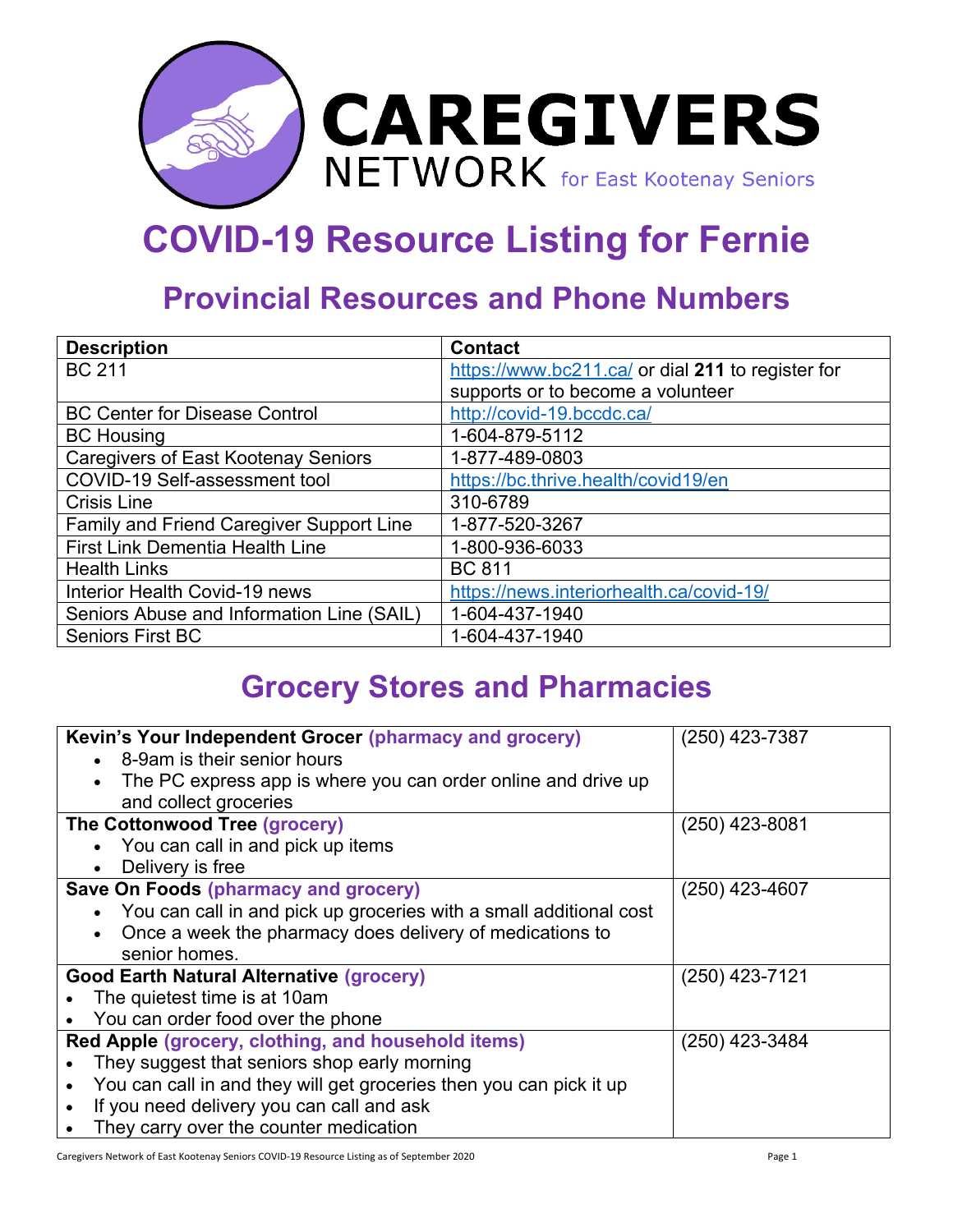# CAREGIVERS NETWORK for East Kootenay Seniors

# COVID-19 Resource Listing for Fernie

## Provincial Resources and Phone Numbers

| Description | Contact |
| --- | --- |
| BC 211 | https://www.bc211.ca/ or dial **211** to register for supports or to become a volunteer |
| BC Center for Disease Control | http://covid-19.bccdc.ca/ |
| BC Housing | 1-604-879-5112 |
| Caregivers of East Kootenay Seniors | 1-877-489-0803 |
| COVID-19 Self-assessment tool | https://bc.thrive.health/covid19/en |
| Crisis Line | 310-6789 |
| Family and Friend Caregiver Support Line | 1-877-520-3267 |
| First Link Dementia Health Line | 1-800-936-6033 |
| Health Links | BC 811 |
| Interior Health Covid-19 news | https://news.interiorhealth.ca/covid-19/ |
| Seniors Abuse and Information Line (SAIL) | 1-604-437-1940 |
| Seniors First BC | 1-604-437-1940 |

## Grocery Stores and Pharmacies

| Store | Phone |
| --- | --- |
| **Kevin's Your Independent Grocer** (pharmacy and grocery)<br>• 8-9am is their senior hours<br>• The PC express app is where you can order online and drive up and collect groceries | (250) 423-7387 |
| **The Cottonwood Tree** (grocery)<br>• You can call in and pick up items<br>• Delivery is free | (250) 423-8081 |
| **Save On Foods** (pharmacy and grocery)<br>• You can call in and pick up groceries with a small additional cost<br>• Once a week the pharmacy does delivery of medications to senior homes. | (250) 423-4607 |
| **Good Earth Natural Alternative** (grocery)<br>• The quietest time is at 10am<br>• You can order food over the phone | (250) 423-7121 |
| **Red Apple** (grocery, clothing, and household items)<br>• They suggest that seniors shop early morning<br>• You can call in and they will get groceries then you can pick it up<br>• If you need delivery you can call and ask<br>• They carry over the counter medication | (250) 423-3484 |

Caregivers Network of East Kootenay Seniors COVID-19 Resource Listing as of September 2020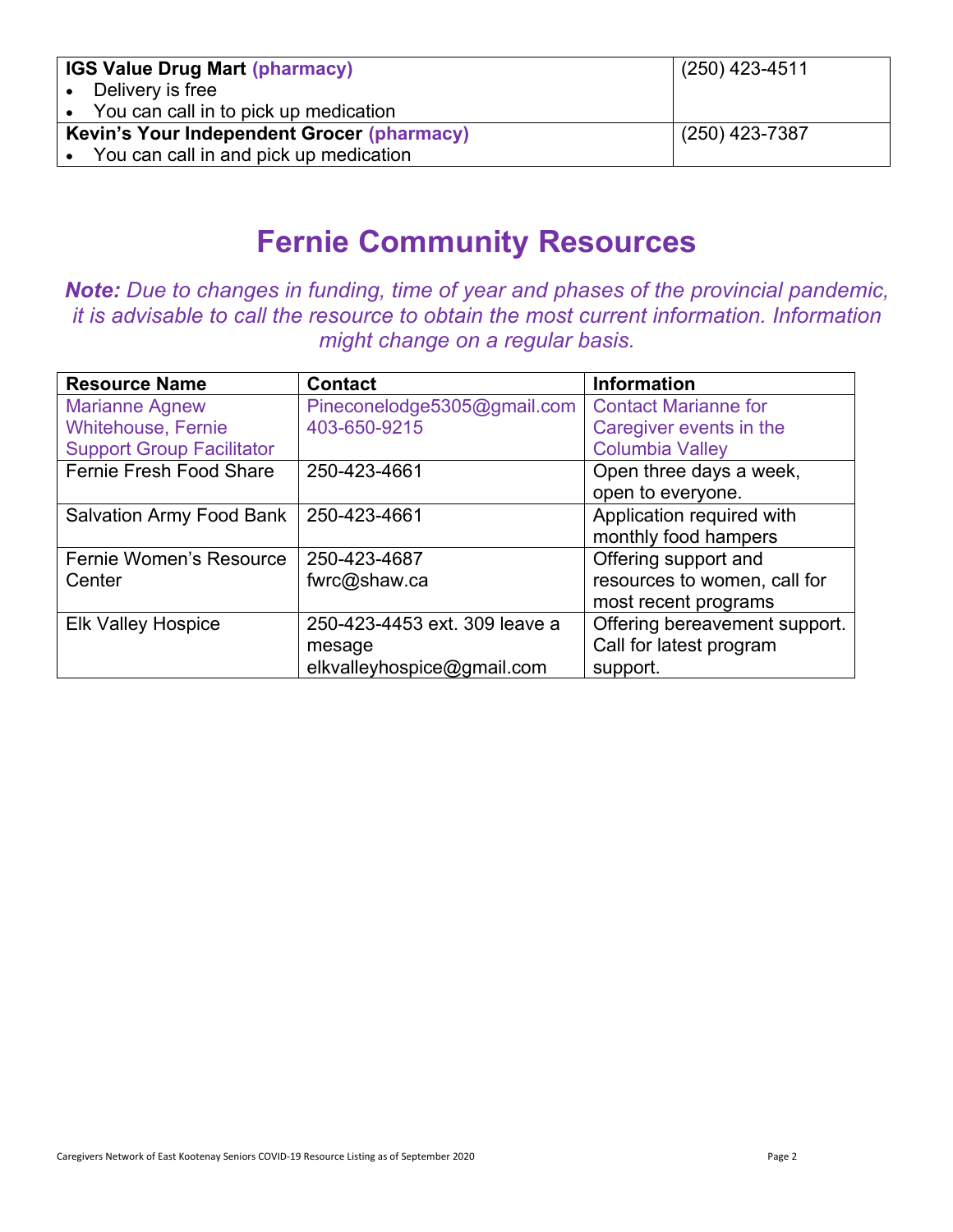| | |
|---|---|
| **IGS Value Drug Mart (pharmacy)**<br>• Delivery is free<br>• You can call in to pick up medication | (250) 423-4511 |
| **Kevin's Your Independent Grocer (pharmacy)**<br>• You can call in and pick up medication | (250) 423-7387 |

# Fernie Community Resources

***Note:** Due to changes in funding, time of year and phases of the provincial pandemic, it is advisable to call the resource to obtain the most current information. Information might change on a regular basis.*

| Resource Name | Contact | Information |
|---|---|---|
| Marianne Agnew Whitehouse, Fernie Support Group Facilitator | Pineconelodge5305@gmail.com 403-650-9215 | Contact Marianne for Caregiver events in the Columbia Valley |
| Fernie Fresh Food Share | 250-423-4661 | Open three days a week, open to everyone. |
| Salvation Army Food Bank | 250-423-4661 | Application required with monthly food hampers |
| Fernie Women's Resource Center | 250-423-4687 fwrc@shaw.ca | Offering support and resources to women, call for most recent programs |
| Elk Valley Hospice | 250-423-4453 ext. 309 leave a mesage elkvalleyhospice@gmail.com | Offering bereavement support. Call for latest program support. |